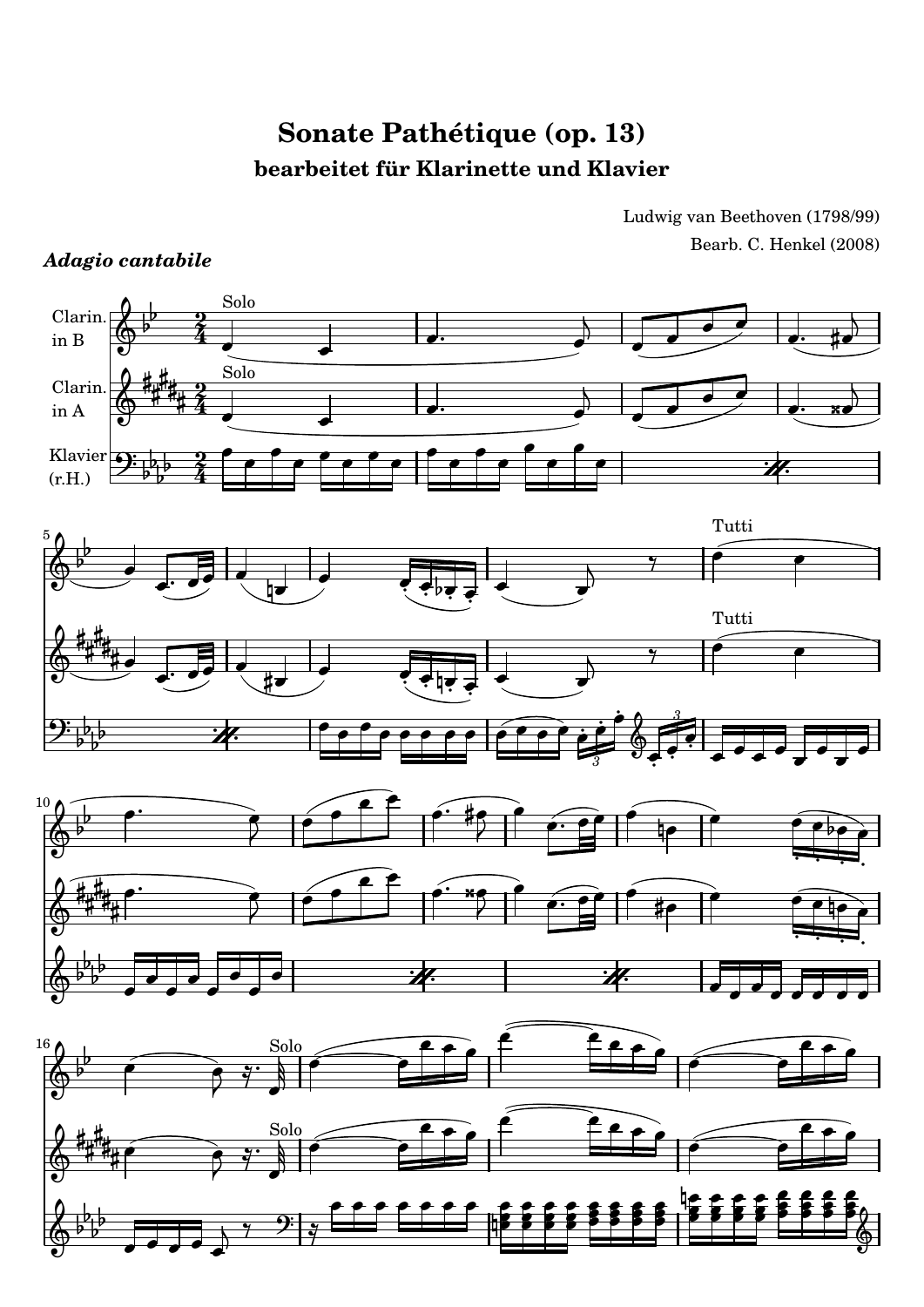# Sonate Pathétique (op. 13)

## bearbeitet für Klarinette und Klavier

Ludwig van Beethoven (1798/99)

Bearb. C. Henkel (2008)

***Adagio cantabile***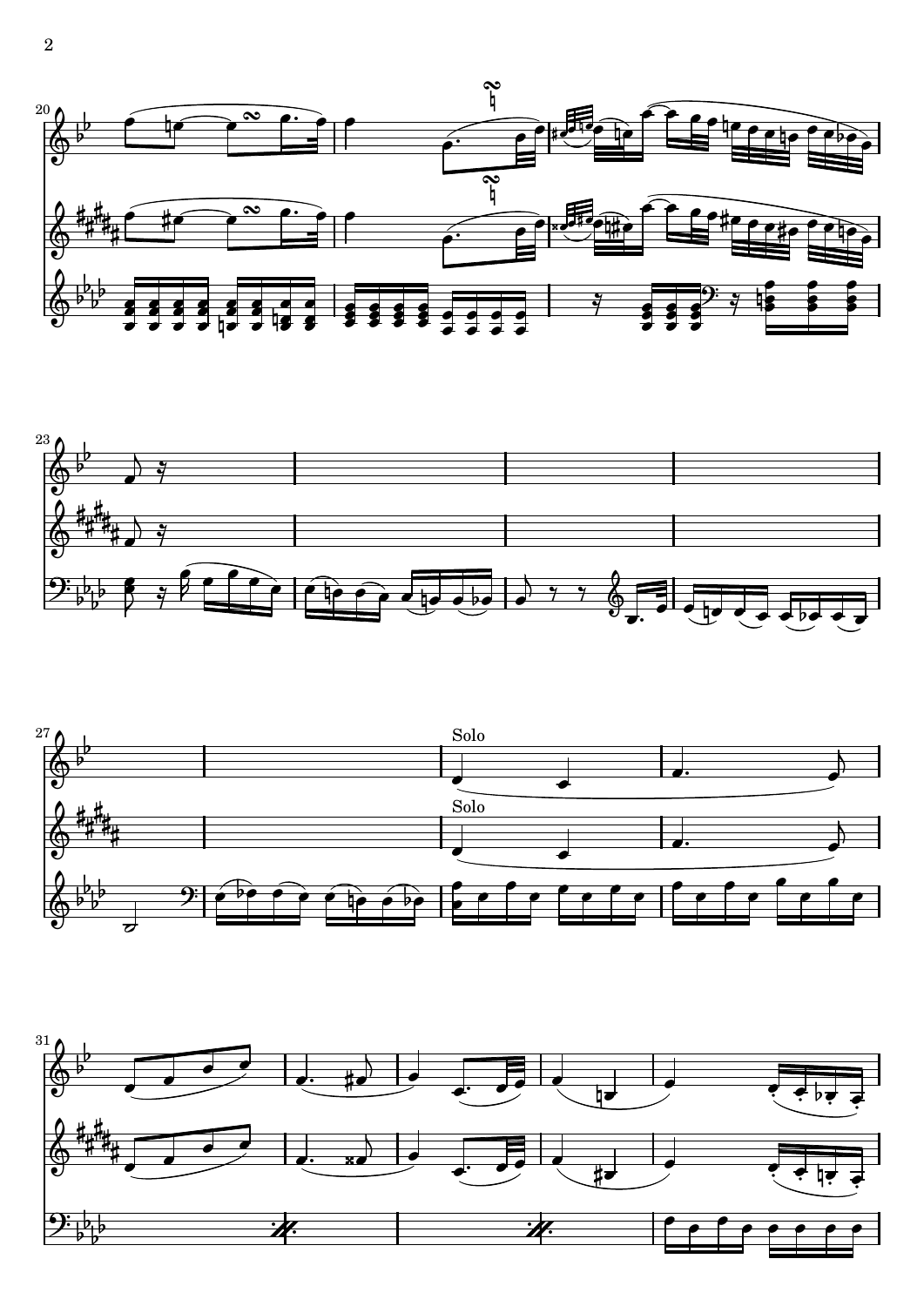Solo

Solo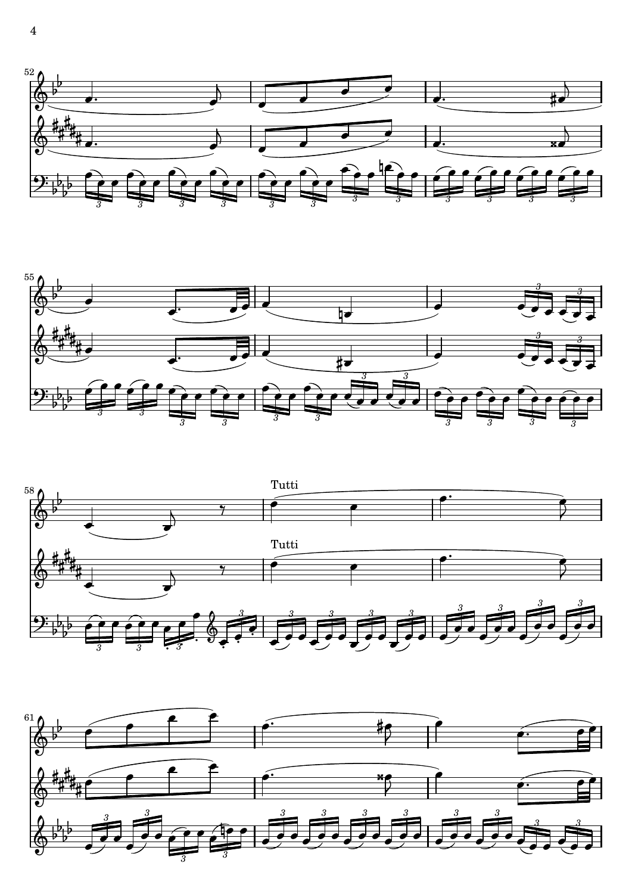Tutti

Tutti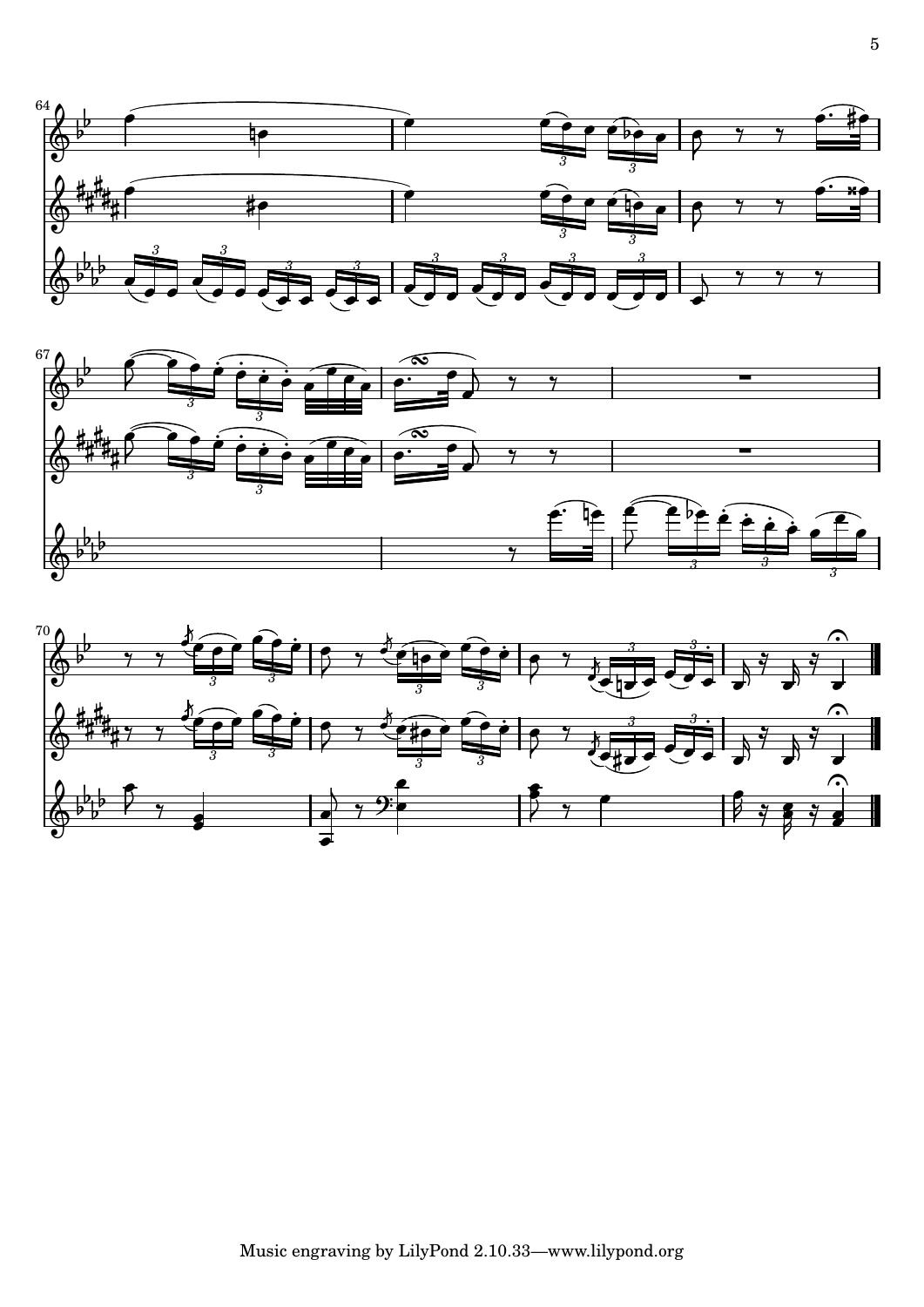Music engraving by LilyPond 2.10.33—www.lilypond.org